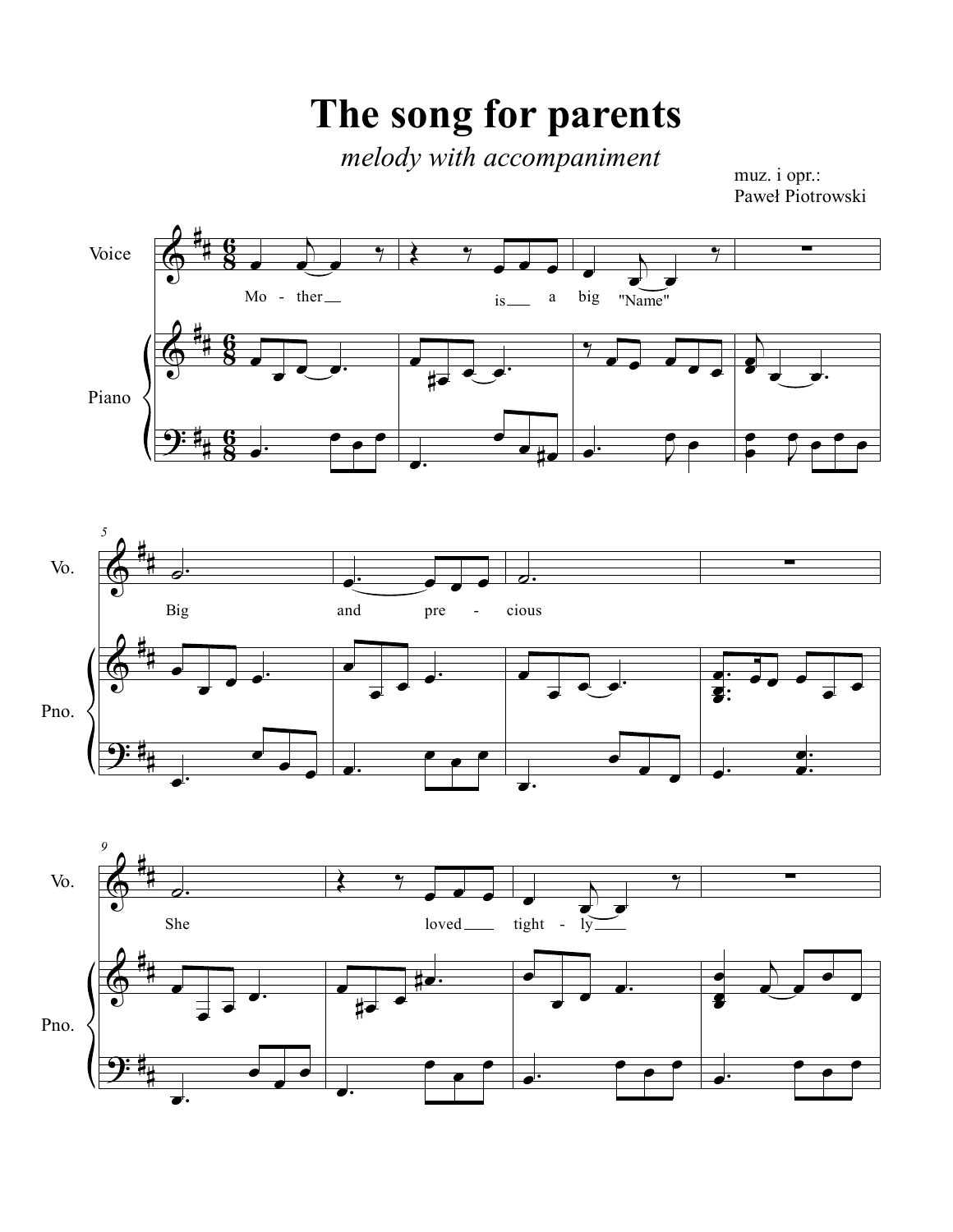# The song for parents

*melody with accompaniment*

muz. i opr.:
Paweł Piotrowski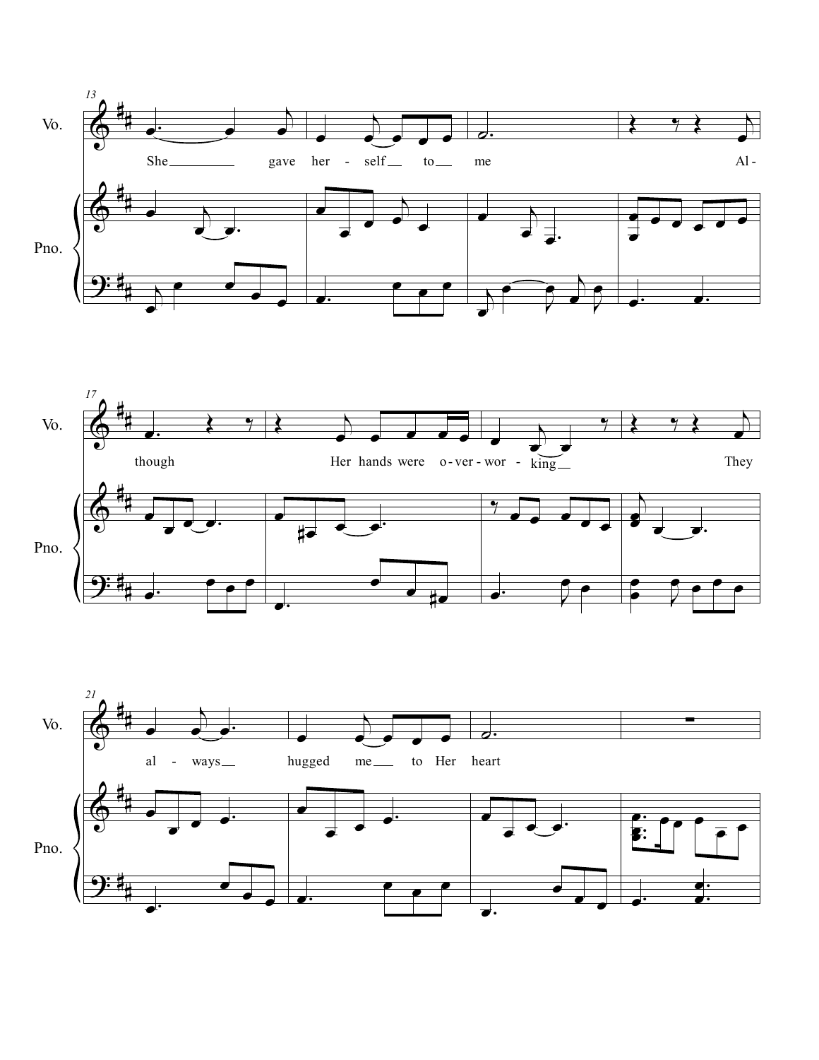13

Vo.

She gave her - self to me Al -

Pno.

17

Vo.

though Her hands were o - ver - wor - king They

Pno.

21

Vo.

al - ways hugged me to Her heart

Pno.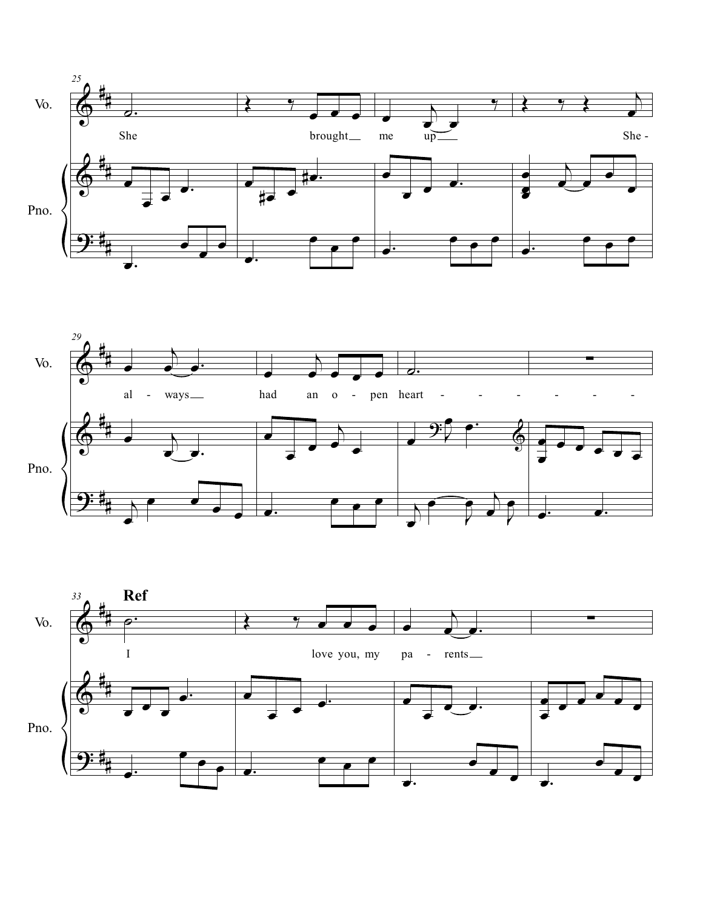**Ref**

Vo.

Pno.

She brought me up She - al - ways had an o - pen heart - - - - - - -

I love you, my pa - rents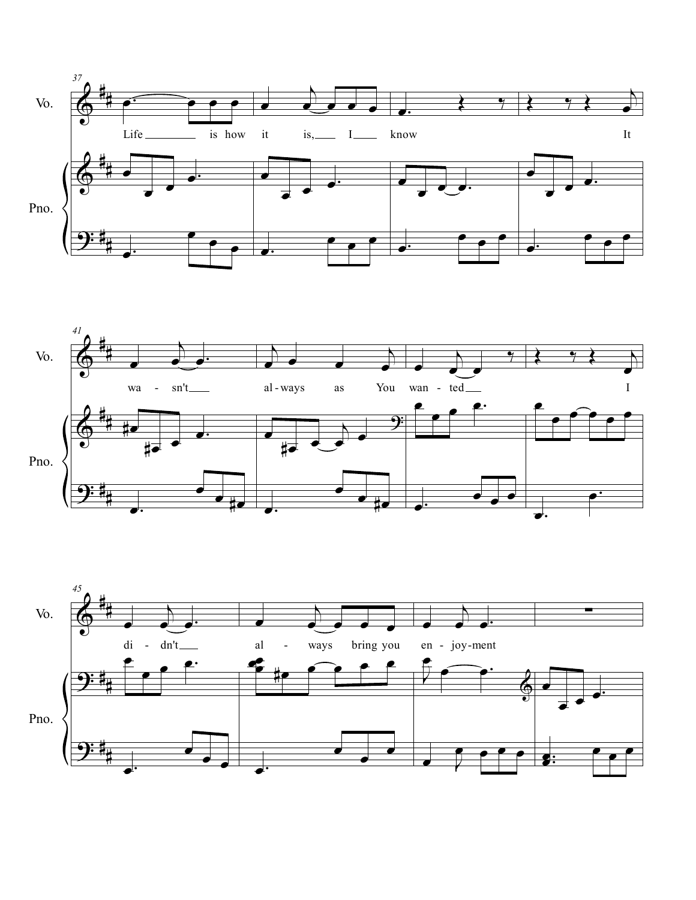Vo.

Pno.

Life ___ is how it is, ___ I ___ know It

wa - sn't ___ al - ways as You wan - ted ___ I

di - dn't ___ al - ways bring you en - joy - ment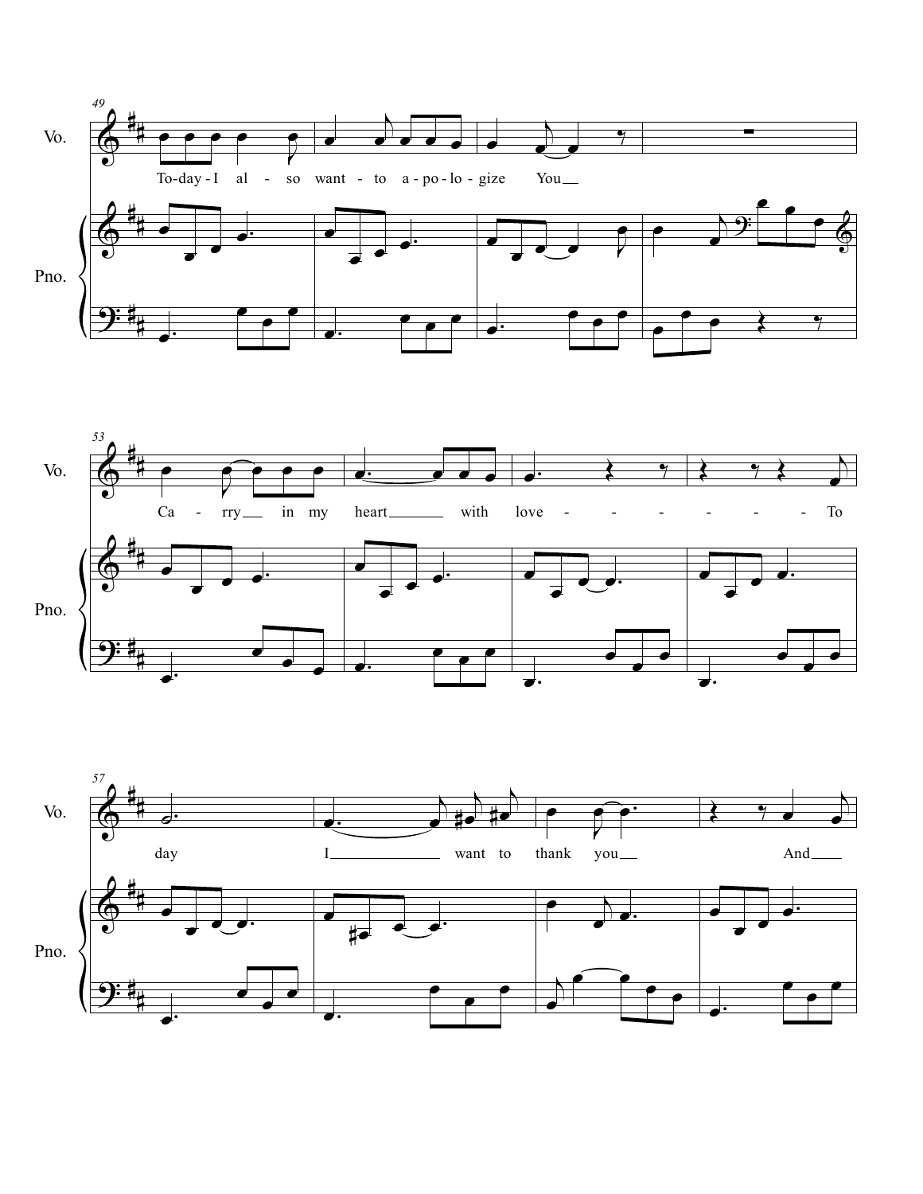Vo.

To-day-I al - so want - to a-po-lo-gize You

Pno.

Vo.

Ca - rry in my heart with love - - - - - - - To

Pno.

Vo.

day I want to thank you And

Pno.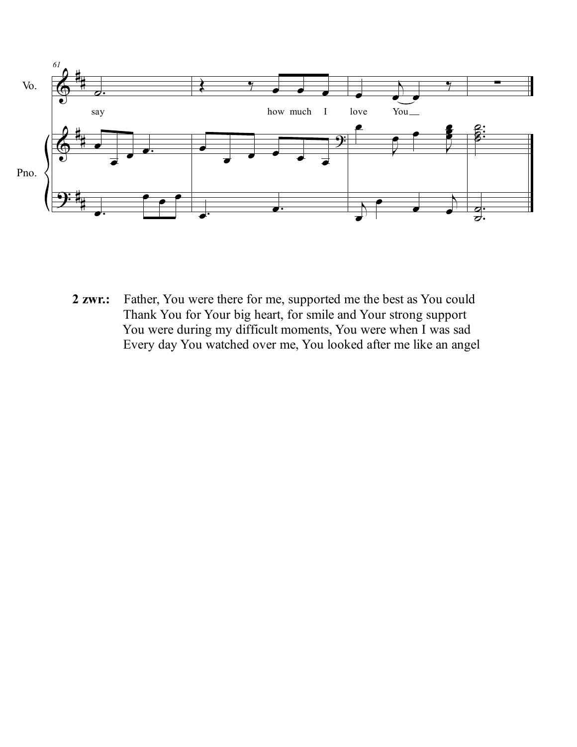**2 zwr.:** Father, You were there for me, supported me the best as You could
Thank You for Your big heart, for smile and Your strong support
You were during my difficult moments, You were when I was sad
Every day You watched over me, You looked after me like an angel